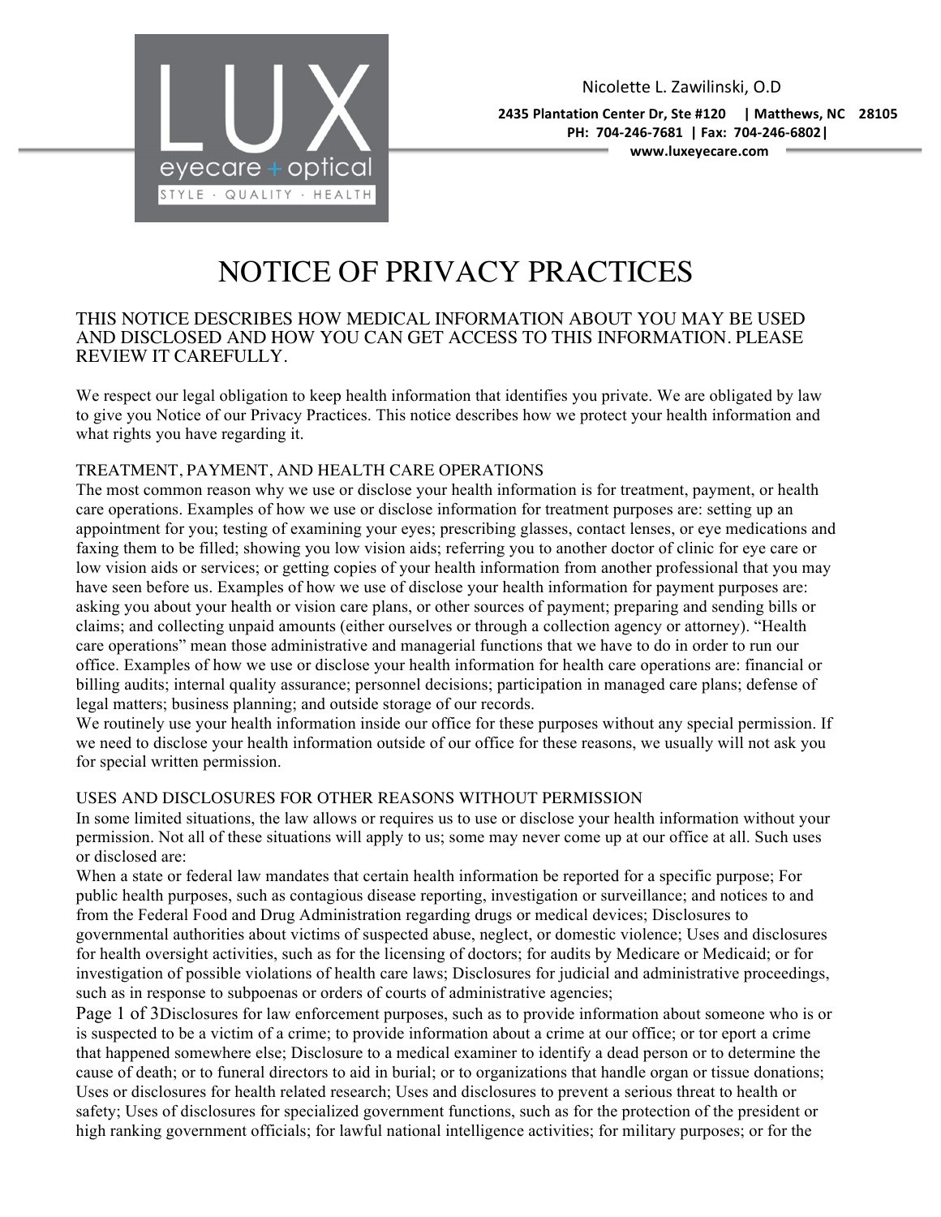LUX

eyecare + optical

STYLE · QUALITY · HEALTH

Nicolette L. Zawilinski, O.D

**2435 Plantation Center Dr, Ste #120 | Matthews, NC 28105**

**PH: 704-246-7681 | Fax: 704-246-6802|**

**www.luxeyecare.com**

# NOTICE OF PRIVACY PRACTICES

THIS NOTICE DESCRIBES HOW MEDICAL INFORMATION ABOUT YOU MAY BE USED AND DISCLOSED AND HOW YOU CAN GET ACCESS TO THIS INFORMATION. PLEASE REVIEW IT CAREFULLY.

We respect our legal obligation to keep health information that identifies you private. We are obligated by law to give you Notice of our Privacy Practices. This notice describes how we protect your health information and what rights you have regarding it.

## TREATMENT, PAYMENT, AND HEALTH CARE OPERATIONS

The most common reason why we use or disclose your health information is for treatment, payment, or health care operations. Examples of how we use or disclose information for treatment purposes are: setting up an appointment for you; testing of examining your eyes; prescribing glasses, contact lenses, or eye medications and faxing them to be filled; showing you low vision aids; referring you to another doctor of clinic for eye care or low vision aids or services; or getting copies of your health information from another professional that you may have seen before us. Examples of how we use of disclose your health information for payment purposes are: asking you about your health or vision care plans, or other sources of payment; preparing and sending bills or claims; and collecting unpaid amounts (either ourselves or through a collection agency or attorney). "Health care operations" mean those administrative and managerial functions that we have to do in order to run our office. Examples of how we use or disclose your health information for health care operations are: financial or billing audits; internal quality assurance; personnel decisions; participation in managed care plans; defense of legal matters; business planning; and outside storage of our records.

We routinely use your health information inside our office for these purposes without any special permission. If we need to disclose your health information outside of our office for these reasons, we usually will not ask you for special written permission.

## USES AND DISCLOSURES FOR OTHER REASONS WITHOUT PERMISSION

In some limited situations, the law allows or requires us to use or disclose your health information without your permission. Not all of these situations will apply to us; some may never come up at our office at all. Such uses or disclosed are:

When a state or federal law mandates that certain health information be reported for a specific purpose; For public health purposes, such as contagious disease reporting, investigation or surveillance; and notices to and from the Federal Food and Drug Administration regarding drugs or medical devices; Disclosures to governmental authorities about victims of suspected abuse, neglect, or domestic violence; Uses and disclosures for health oversight activities, such as for the licensing of doctors; for audits by Medicare or Medicaid; or for investigation of possible violations of health care laws; Disclosures for judicial and administrative proceedings, such as in response to subpoenas or orders of courts of administrative agencies;

Disclosures for law enforcement purposes, such as to provide information about someone who is or is suspected to be a victim of a crime; to provide information about a crime at our office; or tor eport a crime that happened somewhere else; Disclosure to a medical examiner to identify a dead person or to determine the cause of death; or to funeral directors to aid in burial; or to organizations that handle organ or tissue donations; Uses or disclosures for health related research; Uses and disclosures to prevent a serious threat to health or safety; Uses of disclosures for specialized government functions, such as for the protection of the president or high ranking government officials; for lawful national intelligence activities; for military purposes; or for the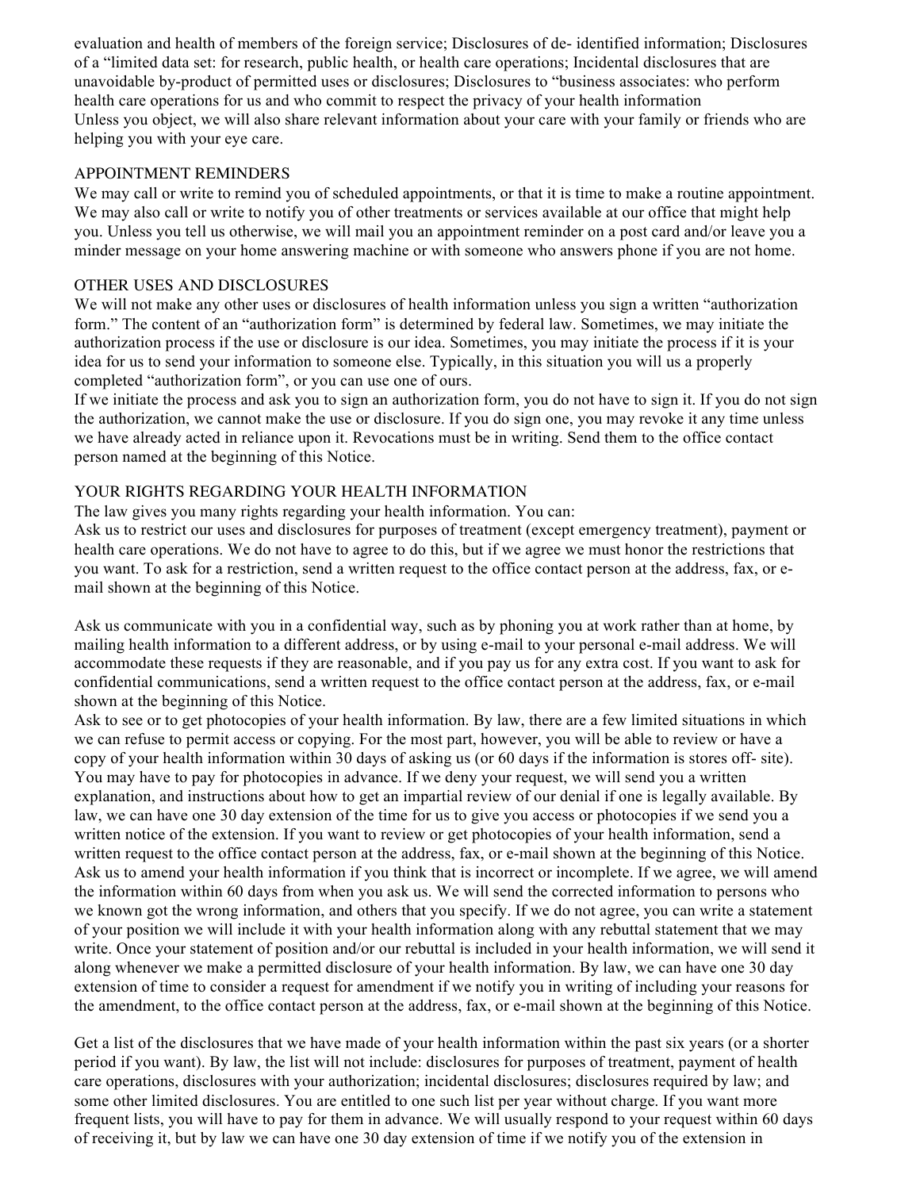evaluation and health of members of the foreign service; Disclosures of de- identified information; Disclosures of a "limited data set: for research, public health, or health care operations; Incidental disclosures that are unavoidable by-product of permitted uses or disclosures; Disclosures to "business associates: who perform health care operations for us and who commit to respect the privacy of your health information
Unless you object, we will also share relevant information about your care with your family or friends who are helping you with your eye care.

## APPOINTMENT REMINDERS

We may call or write to remind you of scheduled appointments, or that it is time to make a routine appointment. We may also call or write to notify you of other treatments or services available at our office that might help you. Unless you tell us otherwise, we will mail you an appointment reminder on a post card and/or leave you a minder message on your home answering machine or with someone who answers phone if you are not home.

## OTHER USES AND DISCLOSURES

We will not make any other uses or disclosures of health information unless you sign a written "authorization form." The content of an "authorization form" is determined by federal law. Sometimes, we may initiate the authorization process if the use or disclosure is our idea. Sometimes, you may initiate the process if it is your idea for us to send your information to someone else. Typically, in this situation you will us a properly completed "authorization form", or you can use one of ours.
If we initiate the process and ask you to sign an authorization form, you do not have to sign it. If you do not sign the authorization, we cannot make the use or disclosure. If you do sign one, you may revoke it any time unless we have already acted in reliance upon it. Revocations must be in writing. Send them to the office contact person named at the beginning of this Notice.

## YOUR RIGHTS REGARDING YOUR HEALTH INFORMATION

The law gives you many rights regarding your health information. You can:
Ask us to restrict our uses and disclosures for purposes of treatment (except emergency treatment), payment or health care operations. We do not have to agree to do this, but if we agree we must honor the restrictions that you want. To ask for a restriction, send a written request to the office contact person at the address, fax, or e-mail shown at the beginning of this Notice.

Ask us communicate with you in a confidential way, such as by phoning you at work rather than at home, by mailing health information to a different address, or by using e-mail to your personal e-mail address. We will accommodate these requests if they are reasonable, and if you pay us for any extra cost. If you want to ask for confidential communications, send a written request to the office contact person at the address, fax, or e-mail shown at the beginning of this Notice.
Ask to see or to get photocopies of your health information. By law, there are a few limited situations in which we can refuse to permit access or copying. For the most part, however, you will be able to review or have a copy of your health information within 30 days of asking us (or 60 days if the information is stores off- site). You may have to pay for photocopies in advance. If we deny your request, we will send you a written explanation, and instructions about how to get an impartial review of our denial if one is legally available. By law, we can have one 30 day extension of the time for us to give you access or photocopies if we send you a written notice of the extension. If you want to review or get photocopies of your health information, send a written request to the office contact person at the address, fax, or e-mail shown at the beginning of this Notice.
Ask us to amend your health information if you think that is incorrect or incomplete. If we agree, we will amend the information within 60 days from when you ask us. We will send the corrected information to persons who we known got the wrong information, and others that you specify. If we do not agree, you can write a statement of your position we will include it with your health information along with any rebuttal statement that we may write. Once your statement of position and/or our rebuttal is included in your health information, we will send it along whenever we make a permitted disclosure of your health information. By law, we can have one 30 day extension of time to consider a request for amendment if we notify you in writing of including your reasons for the amendment, to the office contact person at the address, fax, or e-mail shown at the beginning of this Notice.

Get a list of the disclosures that we have made of your health information within the past six years (or a shorter period if you want). By law, the list will not include: disclosures for purposes of treatment, payment of health care operations, disclosures with your authorization; incidental disclosures; disclosures required by law; and some other limited disclosures. You are entitled to one such list per year without charge. If you want more frequent lists, you will have to pay for them in advance. We will usually respond to your request within 60 days of receiving it, but by law we can have one 30 day extension of time if we notify you of the extension in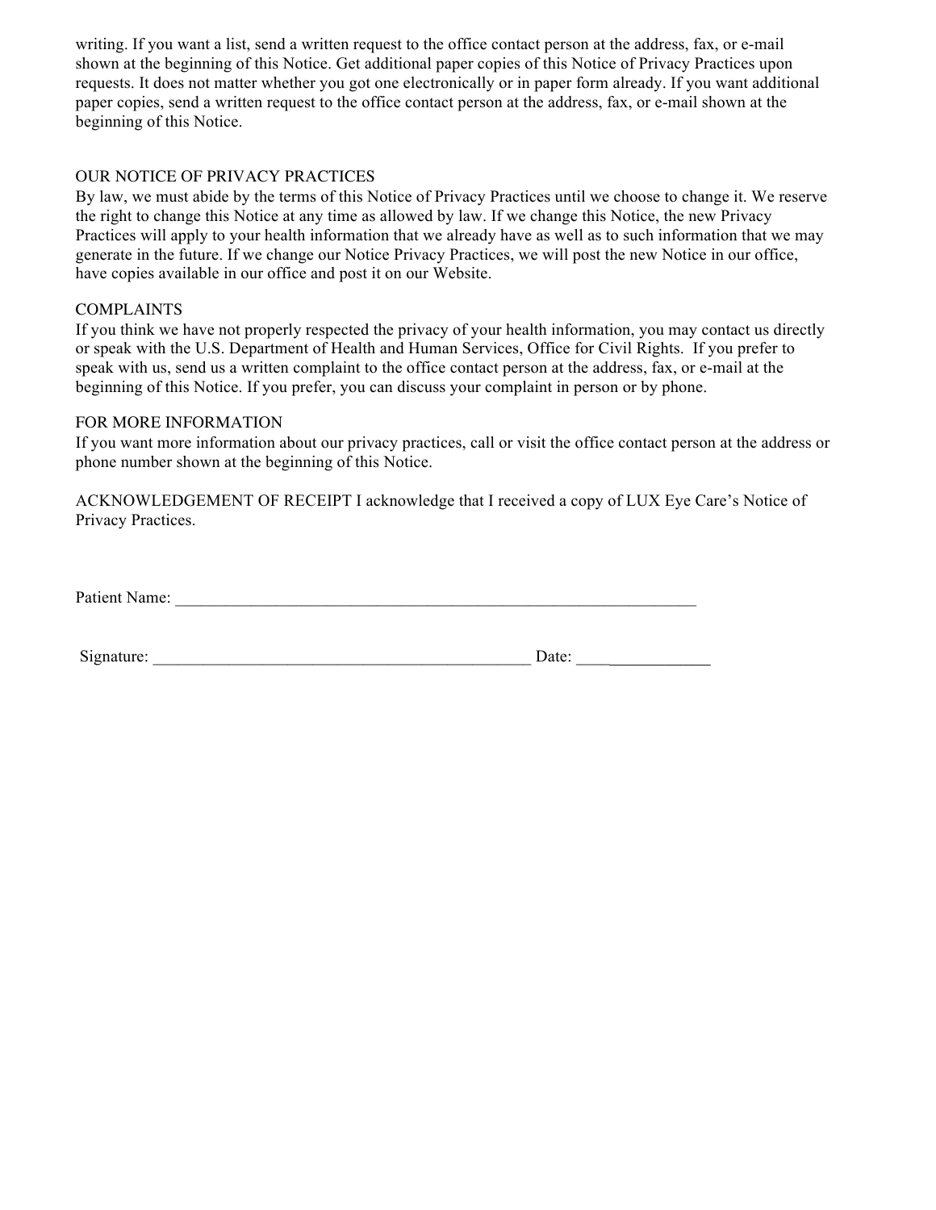writing. If you want a list, send a written request to the office contact person at the address, fax, or e-mail shown at the beginning of this Notice. Get additional paper copies of this Notice of Privacy Practices upon requests. It does not matter whether you got one electronically or in paper form already. If you want additional paper copies, send a written request to the office contact person at the address, fax, or e-mail shown at the beginning of this Notice.

## OUR NOTICE OF PRIVACY PRACTICES

By law, we must abide by the terms of this Notice of Privacy Practices until we choose to change it. We reserve the right to change this Notice at any time as allowed by law. If we change this Notice, the new Privacy Practices will apply to your health information that we already have as well as to such information that we may generate in the future. If we change our Notice Privacy Practices, we will post the new Notice in our office, have copies available in our office and post it on our Website.

## COMPLAINTS

If you think we have not properly respected the privacy of your health information, you may contact us directly or speak with the U.S. Department of Health and Human Services, Office for Civil Rights. If you prefer to speak with us, send us a written complaint to the office contact person at the address, fax, or e-mail at the beginning of this Notice. If you prefer, you can discuss your complaint in person or by phone.

## FOR MORE INFORMATION

If you want more information about our privacy practices, call or visit the office contact person at the address or phone number shown at the beginning of this Notice.

ACKNOWLEDGEMENT OF RECEIPT I acknowledge that I received a copy of LUX Eye Care's Notice of Privacy Practices.

Patient Name: ________________________________________________________________

Signature: _____________________________________________ Date: ________________